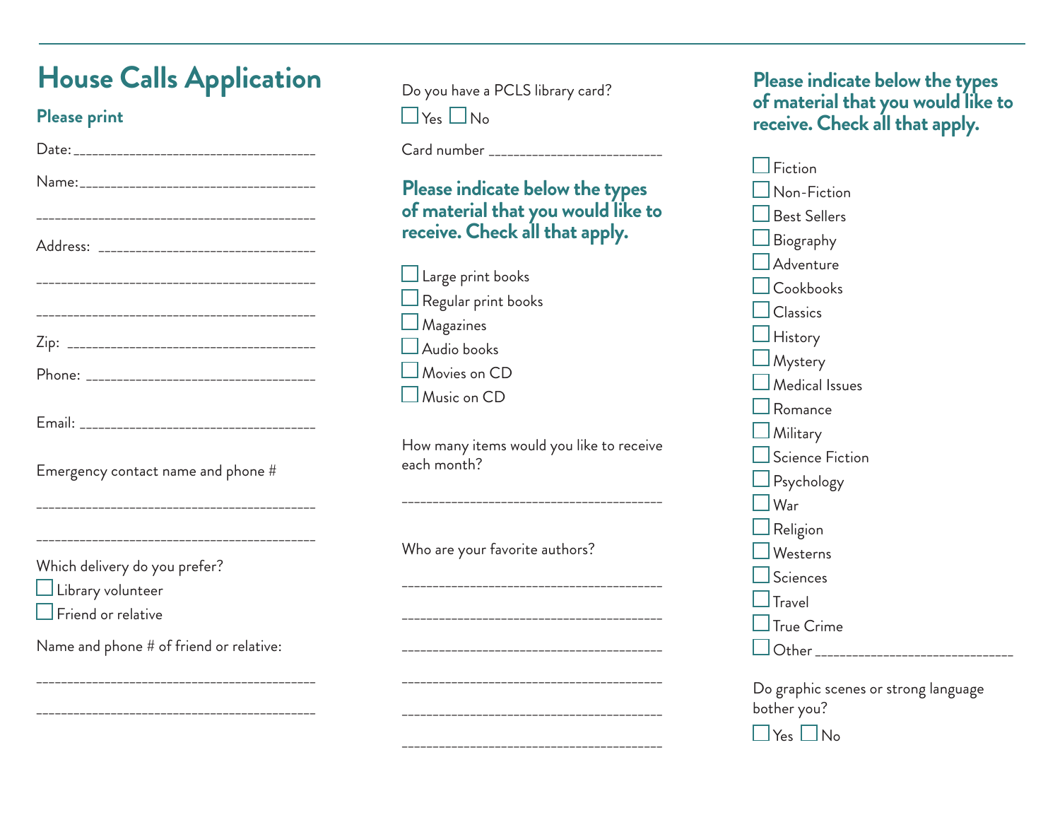# House Calls Application

## Please print

Date:____________________________________

Name:____________________________________

__________________________________________

Address: _________________________________

__________________________________________

__________________________________________

Zip: _____________________________________

Phone: ___________________________________

Email: ___________________________________

Emergency contact name and phone #

__________________________________________

__________________________________________

Which delivery do you prefer?

- ☐ Library volunteer
- ☐ Friend or relative

Name and phone # of friend or relative:

__________________________________________

__________________________________________

Do you have a PCLS library card?

☐ Yes ☐ No

Card number ___________________________

### Please indicate below the types of material that you would like to receive. Check all that apply.

- ☐ Large print books
- ☐ Regular print books
- ☐ Magazines
- ☐ Audio books
- ☐ Movies on CD
- ☐ Music on CD

How many items would you like to receive each month?

_______________________________________

Who are your favorite authors?

_______________________________________

_______________________________________

_______________________________________

_______________________________________

_______________________________________

_______________________________________

### Please indicate below the types of material that you would like to receive. Check all that apply.

- ☐ Fiction
- ☐ Non-Fiction
- ☐ Best Sellers
- ☐ Biography
- ☐ Adventure
- ☐ Cookbooks
- ☐ Classics
- ☐ History
- ☐ Mystery
- ☐ Medical Issues
- ☐ Romance
- ☐ Military
- ☐ Science Fiction
- ☐ Psychology
- ☐ War
- ☐ Religion
- ☐ Westerns
- ☐ Sciences
- ☐ Travel
- ☐ True Crime
- ☐ Other ____________________________

Do graphic scenes or strong language bother you?

☐ Yes ☐ No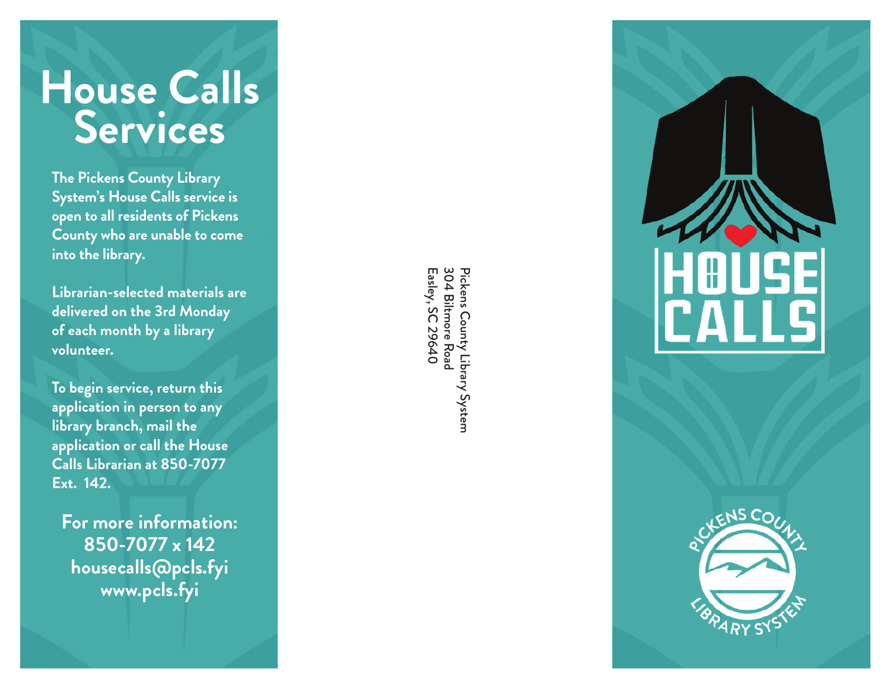# House Calls Services

**The Pickens County Library System's House Calls service is open to all residents of Pickens County who are unable to come into the library.**

**Librarian-selected materials are delivered on the 3rd Monday of each month by a library volunteer.**

**To begin service, return this application in person to any library branch, mail the application or call the House Calls Librarian at 850-7077 Ext. 142.**

**For more information:**
**850-7077 x 142**
**housecalls@pcls.fyi**
**www.pcls.fyi**

Pickens County Library System
304 Biltmore Road
Easley, SC 29640

HOUSE CALLS

PICKENS COUNTY LIBRARY SYSTEM